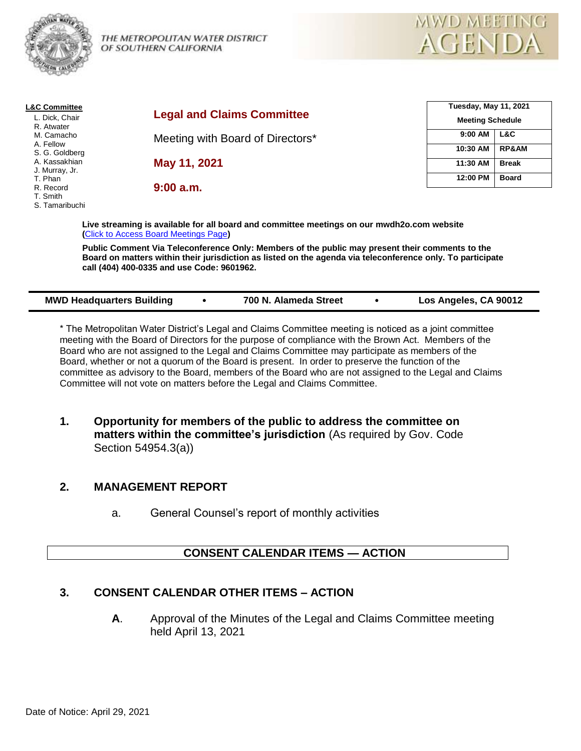THE METROPOLITAN WATER DISTRICT OF SOUTHERN CALIFORNIA

# MWD MEETING AGENDA

**L&C Committee**

- L. Dick, Chair
- R. Atwater
- M. Camacho
- A. Fellow
- S. G. Goldberg
- A. Kassakhian
- J. Murray, Jr.
- T. Phan
- R. Record
- T. Smith
- S. Tamaribuchi

## Legal and Claims Committee

Meeting with Board of Directors*

**May 11, 2021**

**9:00 a.m.**

| Tuesday, May 11, 2021 Meeting Schedule | |
|---|---|
| 9:00 AM | L&C |
| 10:30 AM | RP&AM |
| 11:30 AM | Break |
| 12:00 PM | Board |

**Live streaming is available for all board and committee meetings on our mwdh2o.com website (Click to Access Board Meetings Page)**

**Public Comment Via Teleconference Only: Members of the public may present their comments to the Board on matters within their jurisdiction as listed on the agenda via teleconference only. To participate call (404) 400-0335 and use Code: 9601962.**

**MWD Headquarters Building • 700 N. Alameda Street • Los Angeles, CA 90012**

* The Metropolitan Water District's Legal and Claims Committee meeting is noticed as a joint committee meeting with the Board of Directors for the purpose of compliance with the Brown Act. Members of the Board who are not assigned to the Legal and Claims Committee may participate as members of the Board, whether or not a quorum of the Board is present. In order to preserve the function of the committee as advisory to the Board, members of the Board who are not assigned to the Legal and Claims Committee will not vote on matters before the Legal and Claims Committee.

**1. Opportunity for members of the public to address the committee on matters within the committee's jurisdiction** (As required by Gov. Code Section 54954.3(a))

**2. MANAGEMENT REPORT**

a. General Counsel's report of monthly activities

## CONSENT CALENDAR ITEMS — ACTION

**3. CONSENT CALENDAR OTHER ITEMS – ACTION**

**A**. Approval of the Minutes of the Legal and Claims Committee meeting held April 13, 2021

Date of Notice: April 29, 2021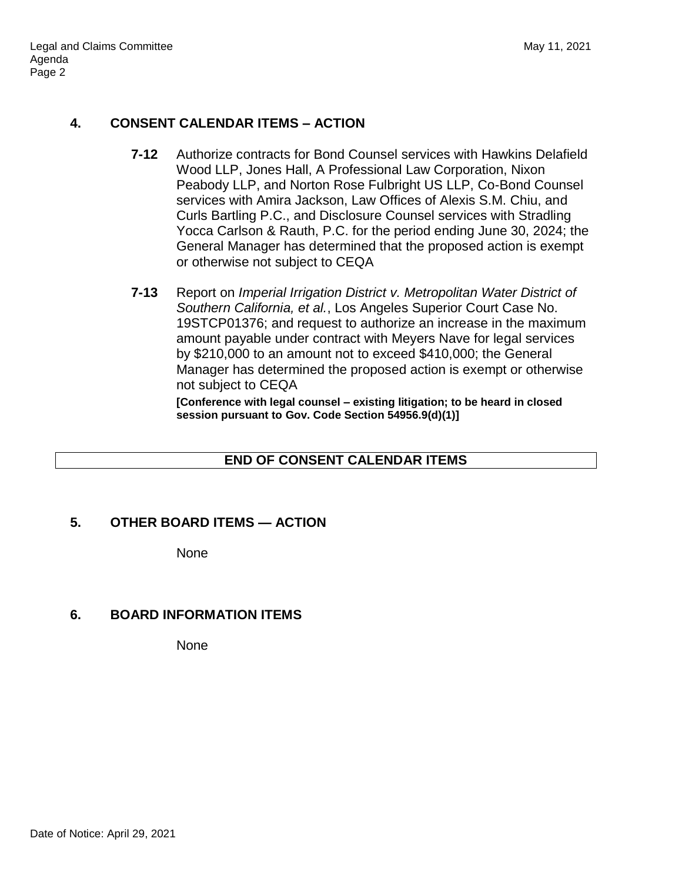## 4. CONSENT CALENDAR ITEMS – ACTION

**7-12** Authorize contracts for Bond Counsel services with Hawkins Delafield Wood LLP, Jones Hall, A Professional Law Corporation, Nixon Peabody LLP, and Norton Rose Fulbright US LLP, Co-Bond Counsel services with Amira Jackson, Law Offices of Alexis S.M. Chiu, and Curls Bartling P.C., and Disclosure Counsel services with Stradling Yocca Carlson & Rauth, P.C. for the period ending June 30, 2024; the General Manager has determined that the proposed action is exempt or otherwise not subject to CEQA

**7-13** Report on *Imperial Irrigation District v. Metropolitan Water District of Southern California, et al.*, Los Angeles Superior Court Case No. 19STCP01376; and request to authorize an increase in the maximum amount payable under contract with Meyers Nave for legal services by $210,000 to an amount not to exceed $410,000; the General Manager has determined the proposed action is exempt or otherwise not subject to CEQA

**[Conference with legal counsel – existing litigation; to be heard in closed session pursuant to Gov. Code Section 54956.9(d)(1)]**

**END OF CONSENT CALENDAR ITEMS**

## 5. OTHER BOARD ITEMS — ACTION

None

## 6. BOARD INFORMATION ITEMS

None

Date of Notice: April 29, 2021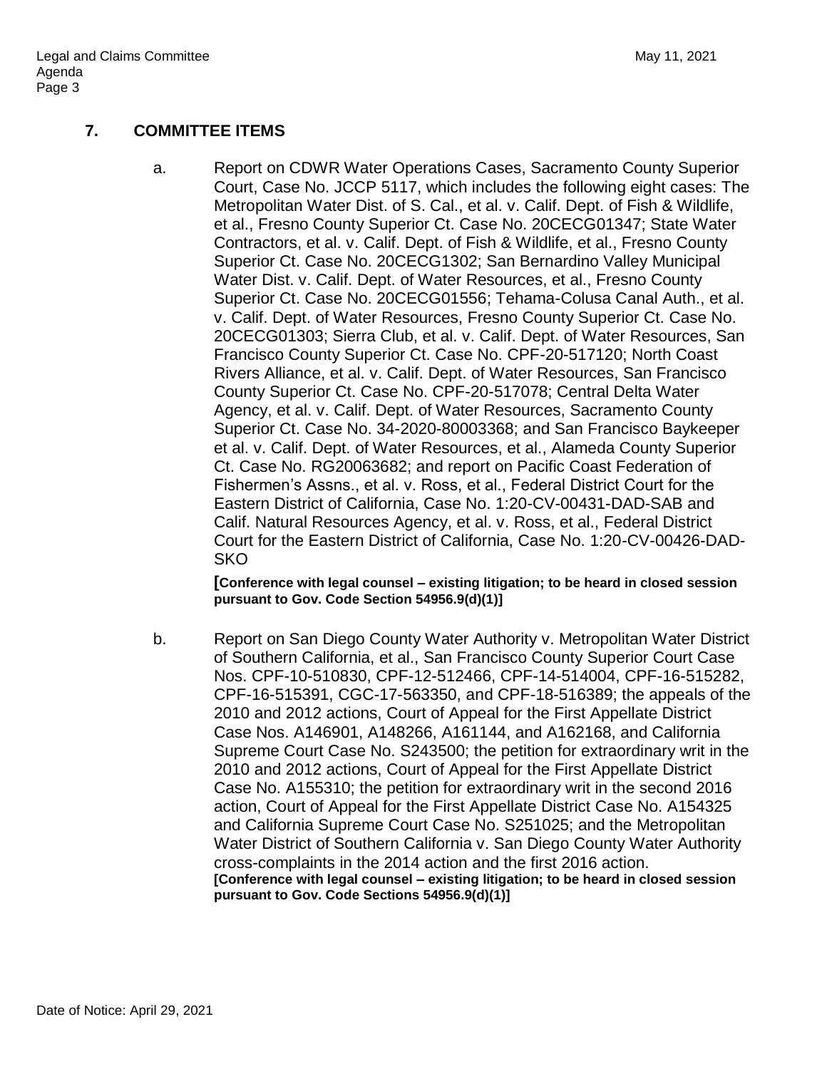## 7. COMMITTEE ITEMS

a. Report on CDWR Water Operations Cases, Sacramento County Superior Court, Case No. JCCP 5117, which includes the following eight cases: The Metropolitan Water Dist. of S. Cal., et al. v. Calif. Dept. of Fish & Wildlife, et al., Fresno County Superior Ct. Case No. 20CECG01347; State Water Contractors, et al. v. Calif. Dept. of Fish & Wildlife, et al., Fresno County Superior Ct. Case No. 20CECG1302; San Bernardino Valley Municipal Water Dist. v. Calif. Dept. of Water Resources, et al., Fresno County Superior Ct. Case No. 20CECG01556; Tehama-Colusa Canal Auth., et al. v. Calif. Dept. of Water Resources, Fresno County Superior Ct. Case No. 20CECG01303; Sierra Club, et al. v. Calif. Dept. of Water Resources, San Francisco County Superior Ct. Case No. CPF-20-517120; North Coast Rivers Alliance, et al. v. Calif. Dept. of Water Resources, San Francisco County Superior Ct. Case No. CPF-20-517078; Central Delta Water Agency, et al. v. Calif. Dept. of Water Resources, Sacramento County Superior Ct. Case No. 34-2020-80003368; and San Francisco Baykeeper et al. v. Calif. Dept. of Water Resources, et al., Alameda County Superior Ct. Case No. RG20063682; and report on Pacific Coast Federation of Fishermen's Assns., et al. v. Ross, et al., Federal District Court for the Eastern District of California, Case No. 1:20-CV-00431-DAD-SAB and Calif. Natural Resources Agency, et al. v. Ross, et al., Federal District Court for the Eastern District of California, Case No. 1:20-CV-00426-DAD-SKO

**[Conference with legal counsel – existing litigation; to be heard in closed session pursuant to Gov. Code Section 54956.9(d)(1)]**

b. Report on San Diego County Water Authority v. Metropolitan Water District of Southern California, et al., San Francisco County Superior Court Case Nos. CPF-10-510830, CPF-12-512466, CPF-14-514004, CPF-16-515282, CPF-16-515391, CGC-17-563350, and CPF-18-516389; the appeals of the 2010 and 2012 actions, Court of Appeal for the First Appellate District Case Nos. A146901, A148266, A161144, and A162168, and California Supreme Court Case No. S243500; the petition for extraordinary writ in the 2010 and 2012 actions, Court of Appeal for the First Appellate District Case No. A155310; the petition for extraordinary writ in the second 2016 action, Court of Appeal for the First Appellate District Case No. A154325 and California Supreme Court Case No. S251025; and the Metropolitan Water District of Southern California v. San Diego County Water Authority cross-complaints in the 2014 action and the first 2016 action.
**[Conference with legal counsel – existing litigation; to be heard in closed session pursuant to Gov. Code Sections 54956.9(d)(1)]**

Date of Notice: April 29, 2021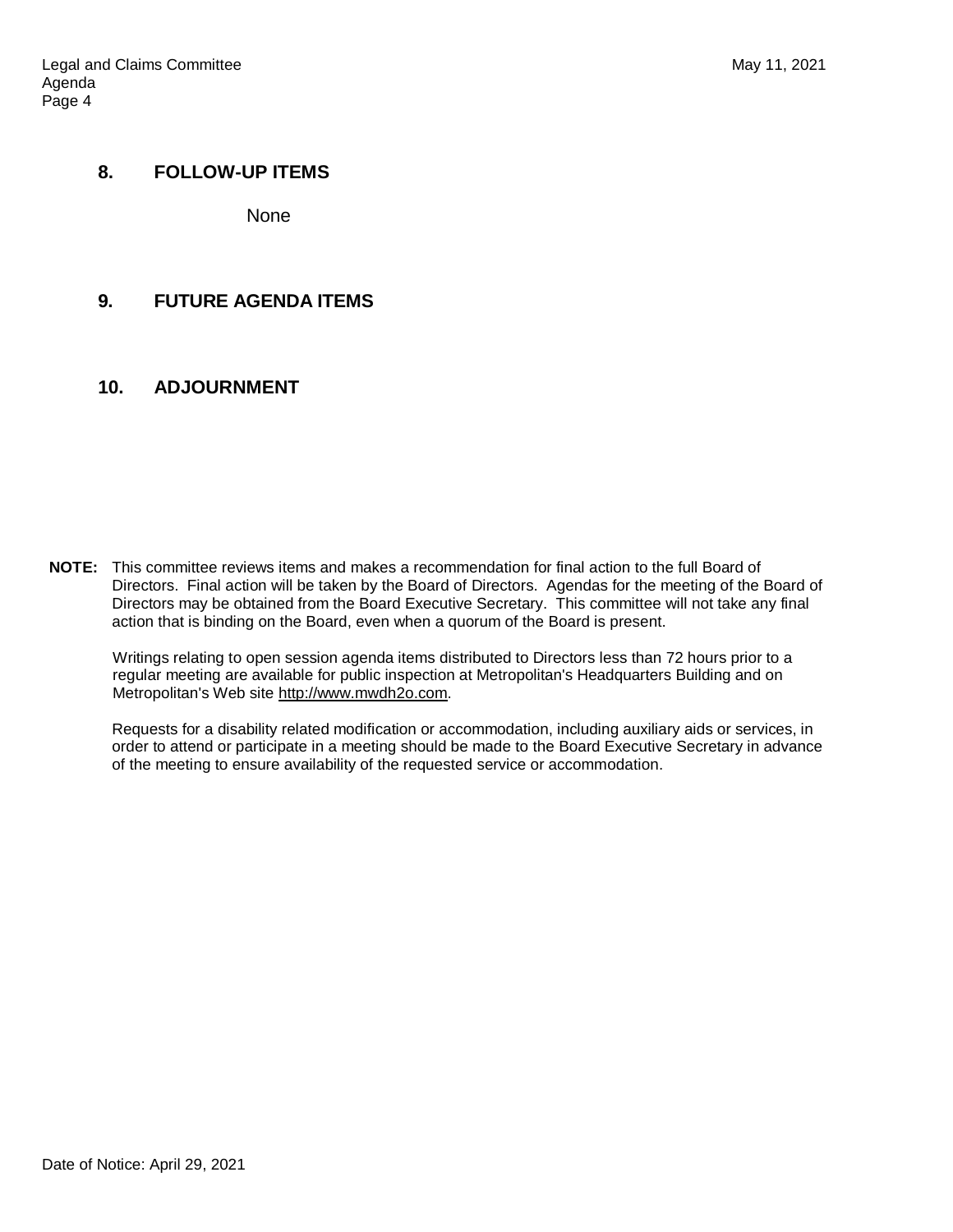## 8. FOLLOW-UP ITEMS

None

## 9. FUTURE AGENDA ITEMS

## 10. ADJOURNMENT

**NOTE:** This committee reviews items and makes a recommendation for final action to the full Board of Directors. Final action will be taken by the Board of Directors. Agendas for the meeting of the Board of Directors may be obtained from the Board Executive Secretary. This committee will not take any final action that is binding on the Board, even when a quorum of the Board is present.

Writings relating to open session agenda items distributed to Directors less than 72 hours prior to a regular meeting are available for public inspection at Metropolitan's Headquarters Building and on Metropolitan's Web site http://www.mwdh2o.com.

Requests for a disability related modification or accommodation, including auxiliary aids or services, in order to attend or participate in a meeting should be made to the Board Executive Secretary in advance of the meeting to ensure availability of the requested service or accommodation.

Date of Notice: April 29, 2021